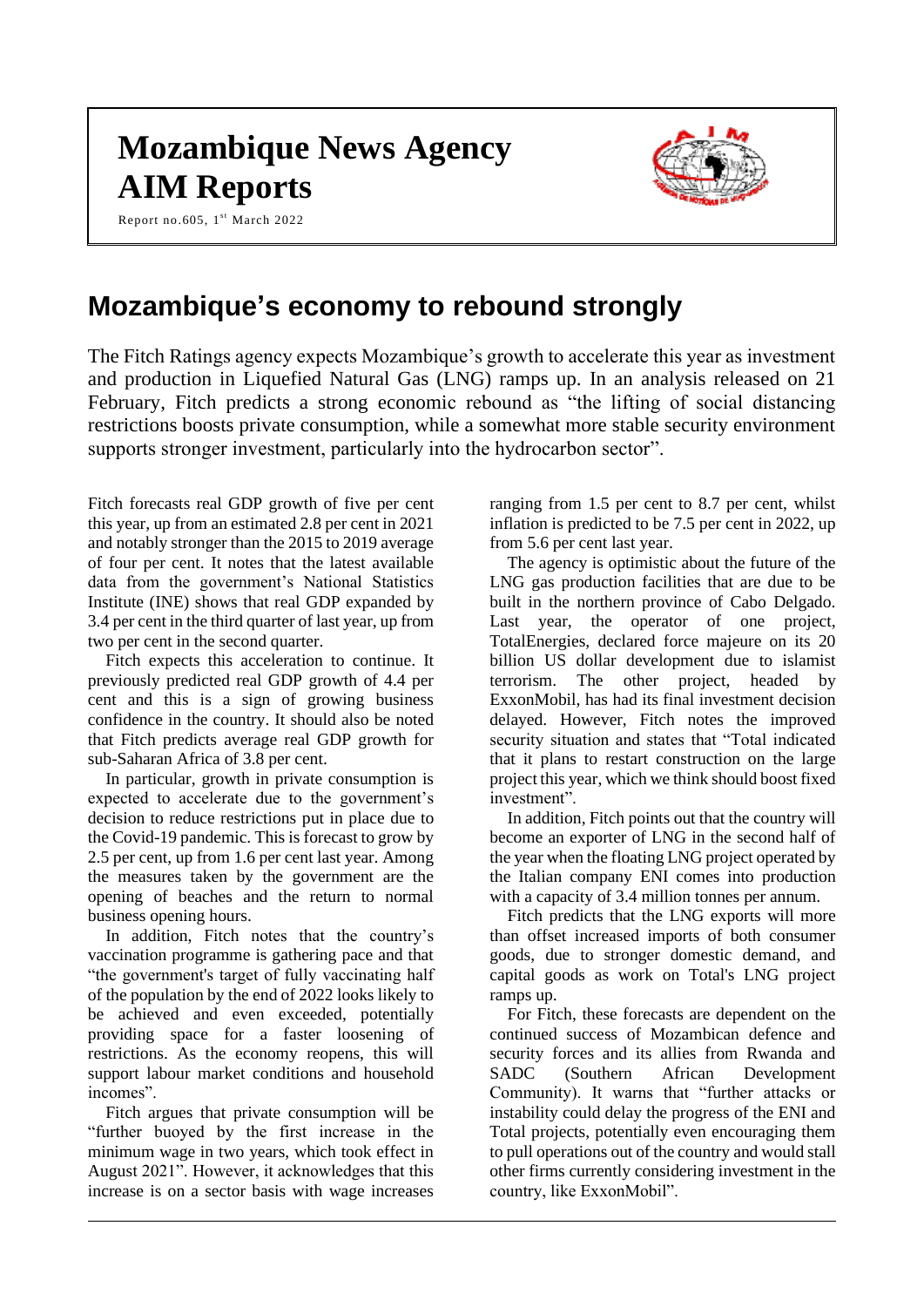# Mozambique News Agency
# AIM Reports

Report no.605, 1st March 2022

## Mozambique's economy to rebound strongly

The Fitch Ratings agency expects Mozambique's growth to accelerate this year as investment and production in Liquefied Natural Gas (LNG) ramps up. In an analysis released on 21 February, Fitch predicts a strong economic rebound as "the lifting of social distancing restrictions boosts private consumption, while a somewhat more stable security environment supports stronger investment, particularly into the hydrocarbon sector".

Fitch forecasts real GDP growth of five per cent this year, up from an estimated 2.8 per cent in 2021 and notably stronger than the 2015 to 2019 average of four per cent. It notes that the latest available data from the government's National Statistics Institute (INE) shows that real GDP expanded by 3.4 per cent in the third quarter of last year, up from two per cent in the second quarter.

Fitch expects this acceleration to continue. It previously predicted real GDP growth of 4.4 per cent and this is a sign of growing business confidence in the country. It should also be noted that Fitch predicts average real GDP growth for sub-Saharan Africa of 3.8 per cent.

In particular, growth in private consumption is expected to accelerate due to the government's decision to reduce restrictions put in place due to the Covid-19 pandemic. This is forecast to grow by 2.5 per cent, up from 1.6 per cent last year. Among the measures taken by the government are the opening of beaches and the return to normal business opening hours.

In addition, Fitch notes that the country's vaccination programme is gathering pace and that "the government's target of fully vaccinating half of the population by the end of 2022 looks likely to be achieved and even exceeded, potentially providing space for a faster loosening of restrictions. As the economy reopens, this will support labour market conditions and household incomes".

Fitch argues that private consumption will be "further buoyed by the first increase in the minimum wage in two years, which took effect in August 2021". However, it acknowledges that this increase is on a sector basis with wage increases ranging from 1.5 per cent to 8.7 per cent, whilst inflation is predicted to be 7.5 per cent in 2022, up from 5.6 per cent last year.

The agency is optimistic about the future of the LNG gas production facilities that are due to be built in the northern province of Cabo Delgado. Last year, the operator of one project, TotalEnergies, declared force majeure on its 20 billion US dollar development due to islamist terrorism. The other project, headed by ExxonMobil, has had its final investment decision delayed. However, Fitch notes the improved security situation and states that "Total indicated that it plans to restart construction on the large project this year, which we think should boost fixed investment".

In addition, Fitch points out that the country will become an exporter of LNG in the second half of the year when the floating LNG project operated by the Italian company ENI comes into production with a capacity of 3.4 million tonnes per annum.

Fitch predicts that the LNG exports will more than offset increased imports of both consumer goods, due to stronger domestic demand, and capital goods as work on Total's LNG project ramps up.

For Fitch, these forecasts are dependent on the continued success of Mozambican defence and security forces and its allies from Rwanda and SADC (Southern African Development Community). It warns that "further attacks or instability could delay the progress of the ENI and Total projects, potentially even encouraging them to pull operations out of the country and would stall other firms currently considering investment in the country, like ExxonMobil".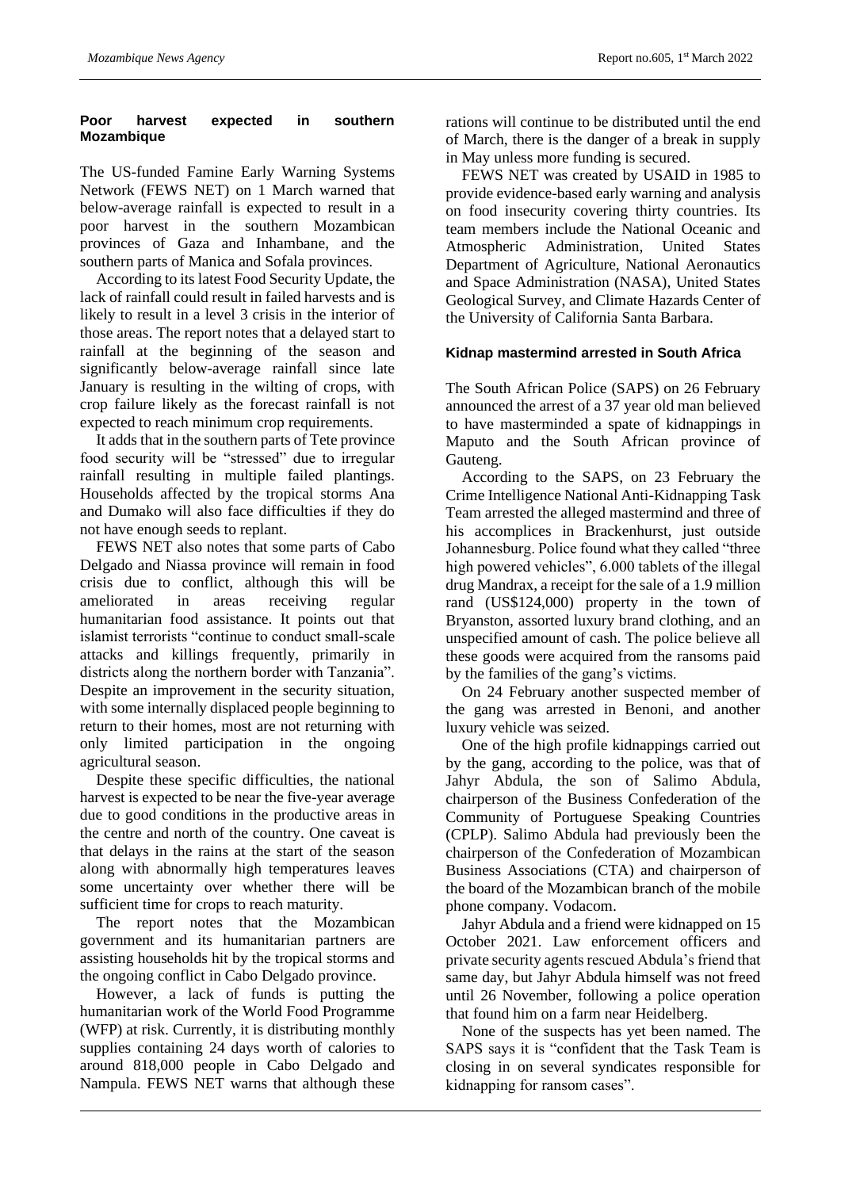## Poor harvest expected in southern Mozambique

The US-funded Famine Early Warning Systems Network (FEWS NET) on 1 March warned that below-average rainfall is expected to result in a poor harvest in the southern Mozambican provinces of Gaza and Inhambane, and the southern parts of Manica and Sofala provinces.

According to its latest Food Security Update, the lack of rainfall could result in failed harvests and is likely to result in a level 3 crisis in the interior of those areas. The report notes that a delayed start to rainfall at the beginning of the season and significantly below-average rainfall since late January is resulting in the wilting of crops, with crop failure likely as the forecast rainfall is not expected to reach minimum crop requirements.

It adds that in the southern parts of Tete province food security will be "stressed" due to irregular rainfall resulting in multiple failed plantings. Households affected by the tropical storms Ana and Dumako will also face difficulties if they do not have enough seeds to replant.

FEWS NET also notes that some parts of Cabo Delgado and Niassa province will remain in food crisis due to conflict, although this will be ameliorated in areas receiving regular humanitarian food assistance. It points out that islamist terrorists "continue to conduct small-scale attacks and killings frequently, primarily in districts along the northern border with Tanzania". Despite an improvement in the security situation, with some internally displaced people beginning to return to their homes, most are not returning with only limited participation in the ongoing agricultural season.

Despite these specific difficulties, the national harvest is expected to be near the five-year average due to good conditions in the productive areas in the centre and north of the country. One caveat is that delays in the rains at the start of the season along with abnormally high temperatures leaves some uncertainty over whether there will be sufficient time for crops to reach maturity.

The report notes that the Mozambican government and its humanitarian partners are assisting households hit by the tropical storms and the ongoing conflict in Cabo Delgado province.

However, a lack of funds is putting the humanitarian work of the World Food Programme (WFP) at risk. Currently, it is distributing monthly supplies containing 24 days worth of calories to around 818,000 people in Cabo Delgado and Nampula. FEWS NET warns that although these rations will continue to be distributed until the end of March, there is the danger of a break in supply in May unless more funding is secured.

FEWS NET was created by USAID in 1985 to provide evidence-based early warning and analysis on food insecurity covering thirty countries. Its team members include the National Oceanic and Atmospheric Administration, United States Department of Agriculture, National Aeronautics and Space Administration (NASA), United States Geological Survey, and Climate Hazards Center of the University of California Santa Barbara.

## Kidnap mastermind arrested in South Africa

The South African Police (SAPS) on 26 February announced the arrest of a 37 year old man believed to have masterminded a spate of kidnappings in Maputo and the South African province of Gauteng.

According to the SAPS, on 23 February the Crime Intelligence National Anti-Kidnapping Task Team arrested the alleged mastermind and three of his accomplices in Brackenhurst, just outside Johannesburg. Police found what they called "three high powered vehicles", 6.000 tablets of the illegal drug Mandrax, a receipt for the sale of a 1.9 million rand (US$124,000) property in the town of Bryanston, assorted luxury brand clothing, and an unspecified amount of cash. The police believe all these goods were acquired from the ransoms paid by the families of the gang's victims.

On 24 February another suspected member of the gang was arrested in Benoni, and another luxury vehicle was seized.

One of the high profile kidnappings carried out by the gang, according to the police, was that of Jahyr Abdula, the son of Salimo Abdula, chairperson of the Business Confederation of the Community of Portuguese Speaking Countries (CPLP). Salimo Abdula had previously been the chairperson of the Confederation of Mozambican Business Associations (CTA) and chairperson of the board of the Mozambican branch of the mobile phone company. Vodacom.

Jahyr Abdula and a friend were kidnapped on 15 October 2021. Law enforcement officers and private security agents rescued Abdula's friend that same day, but Jahyr Abdula himself was not freed until 26 November, following a police operation that found him on a farm near Heidelberg.

None of the suspects has yet been named. The SAPS says it is "confident that the Task Team is closing in on several syndicates responsible for kidnapping for ransom cases".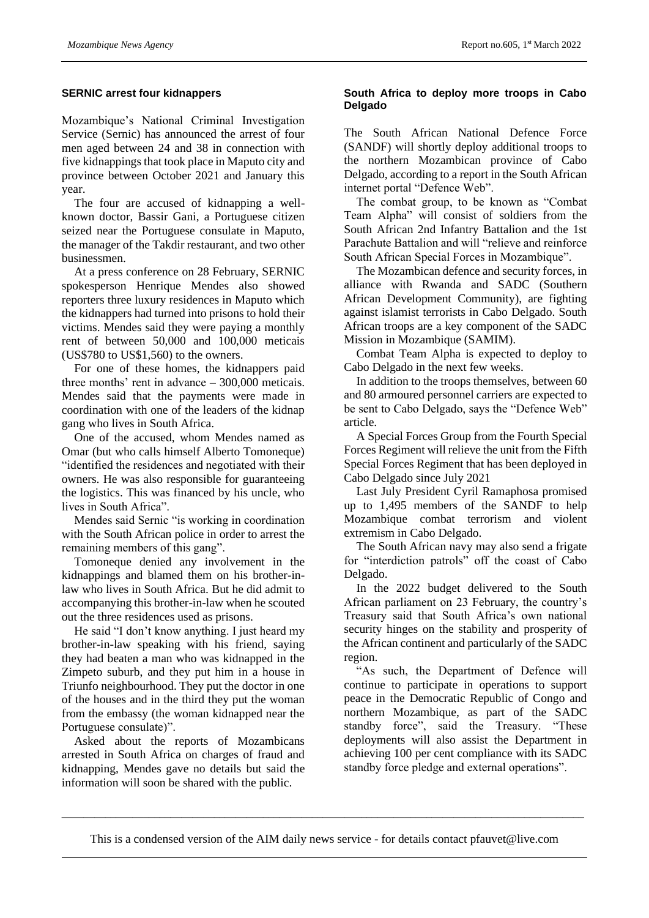### SERNIC arrest four kidnappers

Mozambique's National Criminal Investigation Service (Sernic) has announced the arrest of four men aged between 24 and 38 in connection with five kidnappings that took place in Maputo city and province between October 2021 and January this year.

The four are accused of kidnapping a well-known doctor, Bassir Gani, a Portuguese citizen seized near the Portuguese consulate in Maputo, the manager of the Takdir restaurant, and two other businessmen.

At a press conference on 28 February, SERNIC spokesperson Henrique Mendes also showed reporters three luxury residences in Maputo which the kidnappers had turned into prisons to hold their victims. Mendes said they were paying a monthly rent of between 50,000 and 100,000 meticais (US$780 to US$1,560) to the owners.

For one of these homes, the kidnappers paid three months' rent in advance – 300,000 meticais. Mendes said that the payments were made in coordination with one of the leaders of the kidnap gang who lives in South Africa.

One of the accused, whom Mendes named as Omar (but who calls himself Alberto Tomoneque) "identified the residences and negotiated with their owners. He was also responsible for guaranteeing the logistics. This was financed by his uncle, who lives in South Africa".

Mendes said Sernic "is working in coordination with the South African police in order to arrest the remaining members of this gang".

Tomoneque denied any involvement in the kidnappings and blamed them on his brother-in-law who lives in South Africa. But he did admit to accompanying this brother-in-law when he scouted out the three residences used as prisons.

He said "I don't know anything. I just heard my brother-in-law speaking with his friend, saying they had beaten a man who was kidnapped in the Zimpeto suburb, and they put him in a house in Triunfo neighbourhood. They put the doctor in one of the houses and in the third they put the woman from the embassy (the woman kidnapped near the Portuguese consulate)".

Asked about the reports of Mozambicans arrested in South Africa on charges of fraud and kidnapping, Mendes gave no details but said the information will soon be shared with the public.

### South Africa to deploy more troops in Cabo Delgado

The South African National Defence Force (SANDF) will shortly deploy additional troops to the northern Mozambican province of Cabo Delgado, according to a report in the South African internet portal "Defence Web".

The combat group, to be known as "Combat Team Alpha" will consist of soldiers from the South African 2nd Infantry Battalion and the 1st Parachute Battalion and will "relieve and reinforce South African Special Forces in Mozambique".

The Mozambican defence and security forces, in alliance with Rwanda and SADC (Southern African Development Community), are fighting against islamist terrorists in Cabo Delgado. South African troops are a key component of the SADC Mission in Mozambique (SAMIM).

Combat Team Alpha is expected to deploy to Cabo Delgado in the next few weeks.

In addition to the troops themselves, between 60 and 80 armoured personnel carriers are expected to be sent to Cabo Delgado, says the "Defence Web" article.

A Special Forces Group from the Fourth Special Forces Regiment will relieve the unit from the Fifth Special Forces Regiment that has been deployed in Cabo Delgado since July 2021

Last July President Cyril Ramaphosa promised up to 1,495 members of the SANDF to help Mozambique combat terrorism and violent extremism in Cabo Delgado.

The South African navy may also send a frigate for "interdiction patrols" off the coast of Cabo Delgado.

In the 2022 budget delivered to the South African parliament on 23 February, the country's Treasury said that South Africa's own national security hinges on the stability and prosperity of the African continent and particularly of the SADC region.

"As such, the Department of Defence will continue to participate in operations to support peace in the Democratic Republic of Congo and northern Mozambique, as part of the SADC standby force", said the Treasury. "These deployments will also assist the Department in achieving 100 per cent compliance with its SADC standby force pledge and external operations".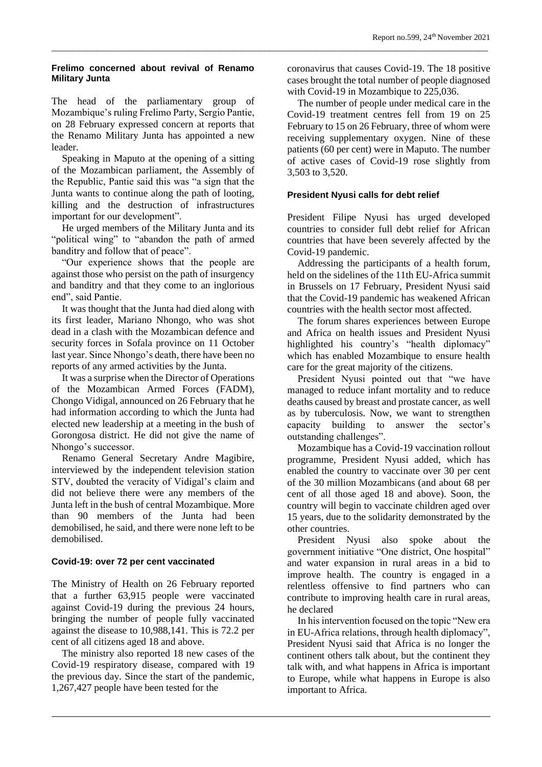## Frelimo concerned about revival of Renamo Military Junta

The head of the parliamentary group of Mozambique's ruling Frelimo Party, Sergio Pantie, on 28 February expressed concern at reports that the Renamo Military Junta has appointed a new leader.

Speaking in Maputo at the opening of a sitting of the Mozambican parliament, the Assembly of the Republic, Pantie said this was "a sign that the Junta wants to continue along the path of looting, killing and the destruction of infrastructures important for our development".

He urged members of the Military Junta and its "political wing" to "abandon the path of armed banditry and follow that of peace".

"Our experience shows that the people are against those who persist on the path of insurgency and banditry and that they come to an inglorious end", said Pantie.

It was thought that the Junta had died along with its first leader, Mariano Nhongo, who was shot dead in a clash with the Mozambican defence and security forces in Sofala province on 11 October last year. Since Nhongo's death, there have been no reports of any armed activities by the Junta.

It was a surprise when the Director of Operations of the Mozambican Armed Forces (FADM), Chongo Vidigal, announced on 26 February that he had information according to which the Junta had elected new leadership at a meeting in the bush of Gorongosa district. He did not give the name of Nhongo's successor.

Renamo General Secretary Andre Magibire, interviewed by the independent television station STV, doubted the veracity of Vidigal's claim and did not believe there were any members of the Junta left in the bush of central Mozambique. More than 90 members of the Junta had been demobilised, he said, and there were none left to be demobilised.

## Covid-19: over 72 per cent vaccinated

The Ministry of Health on 26 February reported that a further 63,915 people were vaccinated against Covid-19 during the previous 24 hours, bringing the number of people fully vaccinated against the disease to 10,988,141. This is 72.2 per cent of all citizens aged 18 and above.

The ministry also reported 18 new cases of the Covid-19 respiratory disease, compared with 19 the previous day. Since the start of the pandemic, 1,267,427 people have been tested for the coronavirus that causes Covid-19. The 18 positive cases brought the total number of people diagnosed with Covid-19 in Mozambique to 225,036.

The number of people under medical care in the Covid-19 treatment centres fell from 19 on 25 February to 15 on 26 February, three of whom were receiving supplementary oxygen. Nine of these patients (60 per cent) were in Maputo. The number of active cases of Covid-19 rose slightly from 3,503 to 3,520.

## President Nyusi calls for debt relief

President Filipe Nyusi has urged developed countries to consider full debt relief for African countries that have been severely affected by the Covid-19 pandemic.

Addressing the participants of a health forum, held on the sidelines of the 11th EU-Africa summit in Brussels on 17 February, President Nyusi said that the Covid-19 pandemic has weakened African countries with the health sector most affected.

The forum shares experiences between Europe and Africa on health issues and President Nyusi highlighted his country's "health diplomacy" which has enabled Mozambique to ensure health care for the great majority of the citizens.

President Nyusi pointed out that "we have managed to reduce infant mortality and to reduce deaths caused by breast and prostate cancer, as well as by tuberculosis. Now, we want to strengthen capacity building to answer the sector's outstanding challenges".

Mozambique has a Covid-19 vaccination rollout programme, President Nyusi added, which has enabled the country to vaccinate over 30 per cent of the 30 million Mozambicans (and about 68 per cent of all those aged 18 and above). Soon, the country will begin to vaccinate children aged over 15 years, due to the solidarity demonstrated by the other countries.

President Nyusi also spoke about the government initiative "One district, One hospital" and water expansion in rural areas in a bid to improve health. The country is engaged in a relentless offensive to find partners who can contribute to improving health care in rural areas, he declared

In his intervention focused on the topic "New era in EU-Africa relations, through health diplomacy", President Nyusi said that Africa is no longer the continent others talk about, but the continent they talk with, and what happens in Africa is important to Europe, while what happens in Europe is also important to Africa.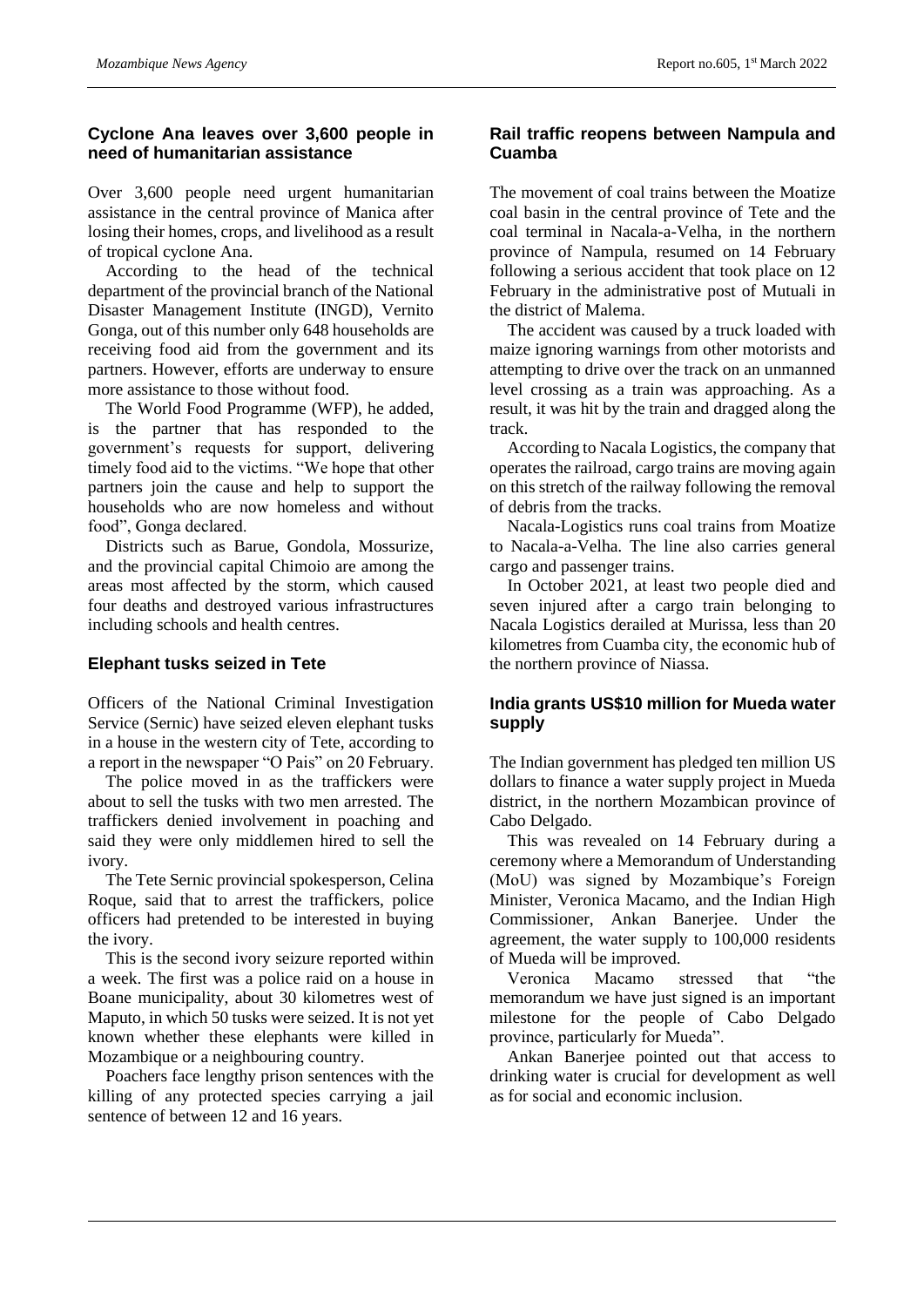## Cyclone Ana leaves over 3,600 people in need of humanitarian assistance

Over 3,600 people need urgent humanitarian assistance in the central province of Manica after losing their homes, crops, and livelihood as a result of tropical cyclone Ana.

According to the head of the technical department of the provincial branch of the National Disaster Management Institute (INGD), Vernito Gonga, out of this number only 648 households are receiving food aid from the government and its partners. However, efforts are underway to ensure more assistance to those without food.

The World Food Programme (WFP), he added, is the partner that has responded to the government's requests for support, delivering timely food aid to the victims. "We hope that other partners join the cause and help to support the households who are now homeless and without food", Gonga declared.

Districts such as Barue, Gondola, Mossurize, and the provincial capital Chimoio are among the areas most affected by the storm, which caused four deaths and destroyed various infrastructures including schools and health centres.

## Elephant tusks seized in Tete

Officers of the National Criminal Investigation Service (Sernic) have seized eleven elephant tusks in a house in the western city of Tete, according to a report in the newspaper "O Pais" on 20 February.

The police moved in as the traffickers were about to sell the tusks with two men arrested. The traffickers denied involvement in poaching and said they were only middlemen hired to sell the ivory.

The Tete Sernic provincial spokesperson, Celina Roque, said that to arrest the traffickers, police officers had pretended to be interested in buying the ivory.

This is the second ivory seizure reported within a week. The first was a police raid on a house in Boane municipality, about 30 kilometres west of Maputo, in which 50 tusks were seized. It is not yet known whether these elephants were killed in Mozambique or a neighbouring country.

Poachers face lengthy prison sentences with the killing of any protected species carrying a jail sentence of between 12 and 16 years.

## Rail traffic reopens between Nampula and Cuamba

The movement of coal trains between the Moatize coal basin in the central province of Tete and the coal terminal in Nacala-a-Velha, in the northern province of Nampula, resumed on 14 February following a serious accident that took place on 12 February in the administrative post of Mutuali in the district of Malema.

The accident was caused by a truck loaded with maize ignoring warnings from other motorists and attempting to drive over the track on an unmanned level crossing as a train was approaching. As a result, it was hit by the train and dragged along the track.

According to Nacala Logistics, the company that operates the railroad, cargo trains are moving again on this stretch of the railway following the removal of debris from the tracks.

Nacala-Logistics runs coal trains from Moatize to Nacala-a-Velha. The line also carries general cargo and passenger trains.

In October 2021, at least two people died and seven injured after a cargo train belonging to Nacala Logistics derailed at Murissa, less than 20 kilometres from Cuamba city, the economic hub of the northern province of Niassa.

## India grants US$10 million for Mueda water supply

The Indian government has pledged ten million US dollars to finance a water supply project in Mueda district, in the northern Mozambican province of Cabo Delgado.

This was revealed on 14 February during a ceremony where a Memorandum of Understanding (MoU) was signed by Mozambique's Foreign Minister, Veronica Macamo, and the Indian High Commissioner, Ankan Banerjee. Under the agreement, the water supply to 100,000 residents of Mueda will be improved.

Veronica Macamo stressed that "the memorandum we have just signed is an important milestone for the people of Cabo Delgado province, particularly for Mueda".

Ankan Banerjee pointed out that access to drinking water is crucial for development as well as for social and economic inclusion.